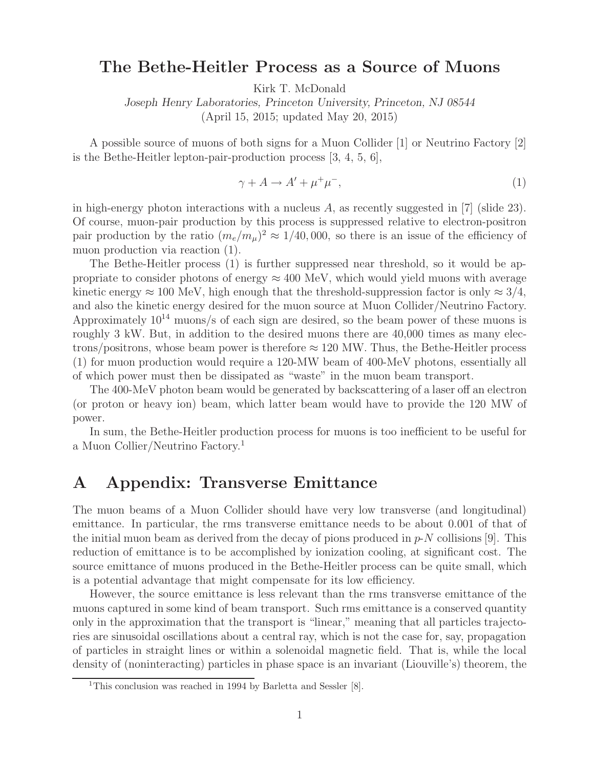# The Bethe-Heitler Process as a Source of Muons

Kirk T. McDonald

*Joseph Henry Laboratories, Princeton University, Princeton, NJ 08544*

(April 15, 2015; updated May 20, 2015)

A possible source of muons of both signs for a Muon Collider [1] or Neutrino Factory [2] is the Bethe-Heitler lepton-pair-production process [3, 4, 5, 6],

$$\gamma + A \to A' + \mu^+\mu^-, \tag{1}$$

in high-energy photon interactions with a nucleus $A$, as recently suggested in [7] (slide 23). Of course, muon-pair production by this process is suppressed relative to electron-positron pair production by the ratio $(m_e/m_\mu)^2 \approx 1/40,000$, so there is an issue of the efficiency of muon production via reaction (1).

The Bethe-Heitler process (1) is further suppressed near threshold, so it would be appropriate to consider photons of energy $\approx 400$ MeV, which would yield muons with average kinetic energy $\approx 100$ MeV, high enough that the threshold-suppression factor is only $\approx 3/4$, and also the kinetic energy desired for the muon source at Muon Collider/Neutrino Factory. Approximately $10^{14}$ muons/s of each sign are desired, so the beam power of these muons is roughly 3 kW. But, in addition to the desired muons there are 40,000 times as many electrons/positrons, whose beam power is therefore $\approx 120$ MW. Thus, the Bethe-Heitler process (1) for muon production would require a 120-MW beam of 400-MeV photons, essentially all of which power must then be dissipated as "waste" in the muon beam transport.

The 400-MeV photon beam would be generated by backscattering of a laser off an electron (or proton or heavy ion) beam, which latter beam would have to provide the 120 MW of power.

In sum, the Bethe-Heitler production process for muons is too inefficient to be useful for a Muon Collier/Neutrino Factory.[1]

# A Appendix: Transverse Emittance

The muon beams of a Muon Collider should have very low transverse (and longitudinal) emittance. In particular, the rms transverse emittance needs to be about 0.001 of that of the initial muon beam as derived from the decay of pions produced in $p$-$N$ collisions [9]. This reduction of emittance is to be accomplished by ionization cooling, at significant cost. The source emittance of muons produced in the Bethe-Heitler process can be quite small, which is a potential advantage that might compensate for its low efficiency.

However, the source emittance is less relevant than the rms transverse emittance of the muons captured in some kind of beam transport. Such rms emittance is a conserved quantity only in the approximation that the transport is "linear," meaning that all particles trajectories are sinusoidal oscillations about a central ray, which is not the case for, say, propagation of particles in straight lines or within a solenoidal magnetic field. That is, while the local density of (noninteracting) particles in phase space is an invariant (Liouville's) theorem, the

[1] This conclusion was reached in 1994 by Barletta and Sessler [8].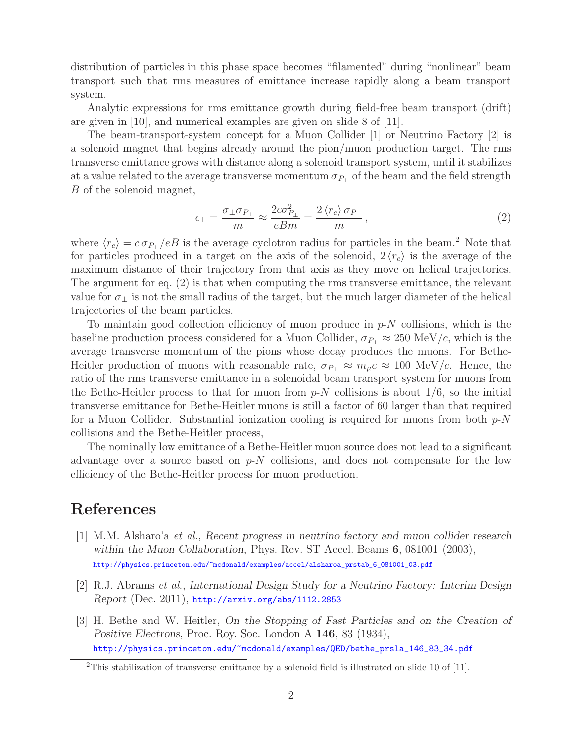distribution of particles in this phase space becomes "filamented" during "nonlinear" beam transport such that rms measures of emittance increase rapidly along a beam transport system.

Analytic expressions for rms emittance growth during field-free beam transport (drift) are given in [10], and numerical examples are given on slide 8 of [11].

The beam-transport-system concept for a Muon Collider [1] or Neutrino Factory [2] is a solenoid magnet that begins already around the pion/muon production target. The rms transverse emittance grows with distance along a solenoid transport system, until it stabilizes at a value related to the average transverse momentum $\sigma_{P_\perp}$ of the beam and the field strength $B$ of the solenoid magnet,

$$\epsilon_\perp = \frac{\sigma_\perp \sigma_{P_\perp}}{m} \approx \frac{2c\sigma_{P_\perp}^2}{eBm} = \frac{2\langle r_c \rangle \sigma_{P_\perp}}{m}, \tag{2}$$

where $\langle r_c \rangle = c\,\sigma_{P_\perp}/eB$ is the average cyclotron radius for particles in the beam.[2] Note that for particles produced in a target on the axis of the solenoid, $2\langle r_c \rangle$ is the average of the maximum distance of their trajectory from that axis as they move on helical trajectories. The argument for eq. (2) is that when computing the rms transverse emittance, the relevant value for $\sigma_\perp$ is not the small radius of the target, but the much larger diameter of the helical trajectories of the beam particles.

To maintain good collection efficiency of muon produce in $p$-$N$ collisions, which is the baseline production process considered for a Muon Collider, $\sigma_{P_\perp} \approx 250$ MeV/$c$, which is the average transverse momentum of the pions whose decay produces the muons. For Bethe-Heitler production of muons with reasonable rate, $\sigma_{P_\perp} \approx m_\mu c \approx 100$ MeV/$c$. Hence, the ratio of the rms transverse emittance in a solenoidal beam transport system for muons from the Bethe-Heitler process to that for muon from $p$-$N$ collisions is about 1/6, so the initial transverse emittance for Bethe-Heitler muons is still a factor of 60 larger than that required for a Muon Collider. Substantial ionization cooling is required for muons from both $p$-$N$ collisions and the Bethe-Heitler process,

The nominally low emittance of a Bethe-Heitler muon source does not lead to a significant advantage over a source based on $p$-$N$ collisions, and does not compensate for the low efficiency of the Bethe-Heitler process for muon production.

# References

[1] M.M. Alsharo'a *et al.*, *Recent progress in neutrino factory and muon collider research within the Muon Collaboration*, Phys. Rev. ST Accel. Beams **6**, 081001 (2003), http://physics.princeton.edu/~mcdonald/examples/accel/alsharoa_prstab_6_081001_03.pdf

[2] R.J. Abrams *et al.*, *International Design Study for a Neutrino Factory: Interim Design Report* (Dec. 2011), http://arxiv.org/abs/1112.2853

[3] H. Bethe and W. Heitler, *On the Stopping of Fast Particles and on the Creation of Positive Electrons*, Proc. Roy. Soc. London A **146**, 83 (1934), http://physics.princeton.edu/~mcdonald/examples/QED/bethe_prsla_146_83_34.pdf

[2] This stabilization of transverse emittance by a solenoid field is illustrated on slide 10 of [11].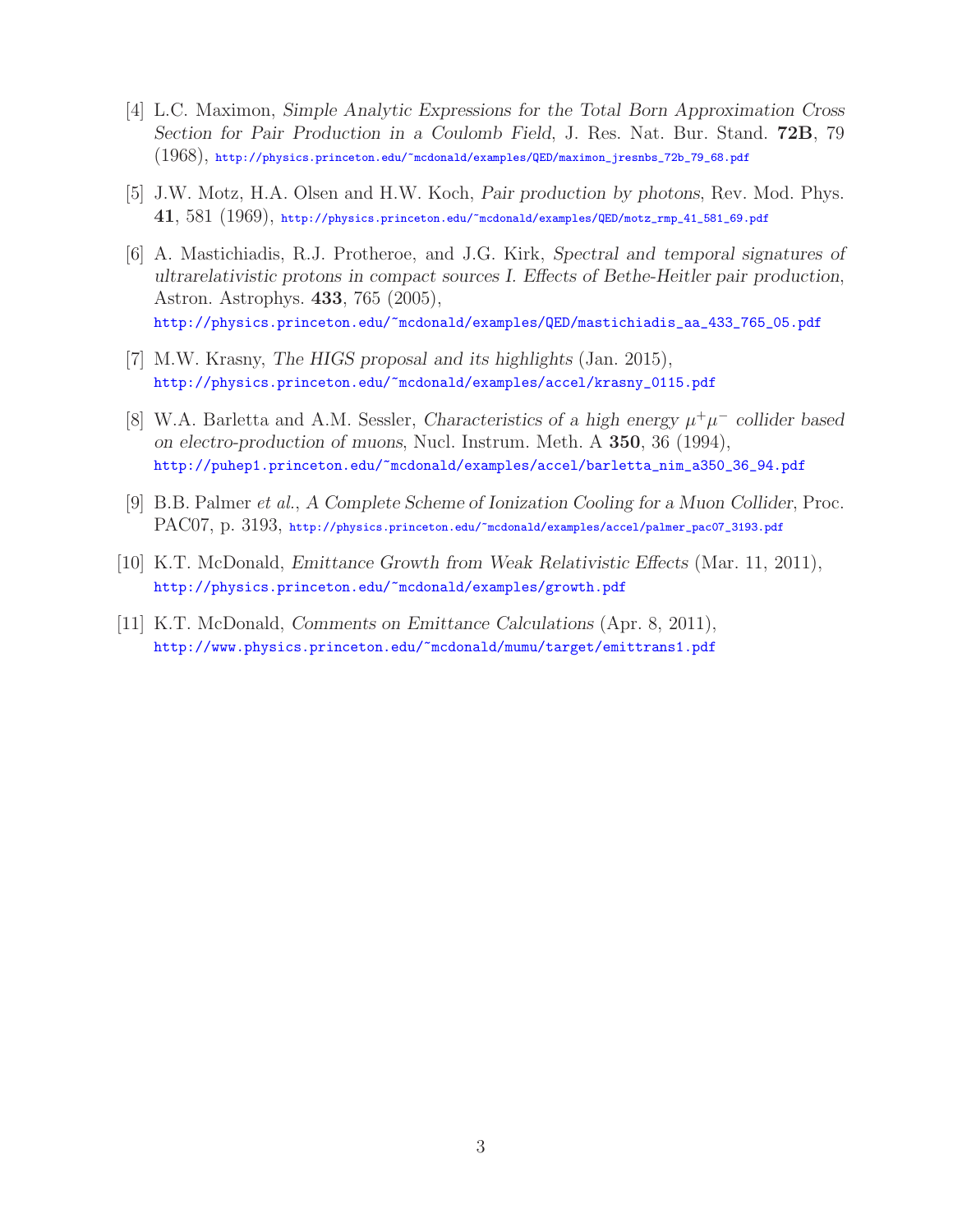[4] L.C. Maximon, *Simple Analytic Expressions for the Total Born Approximation Cross Section for Pair Production in a Coulomb Field*, J. Res. Nat. Bur. Stand. **72B**, 79 (1968), http://physics.princeton.edu/~mcdonald/examples/QED/maximon_jresnbs_72b_79_68.pdf

[5] J.W. Motz, H.A. Olsen and H.W. Koch, *Pair production by photons*, Rev. Mod. Phys. **41**, 581 (1969), http://physics.princeton.edu/~mcdonald/examples/QED/motz_rmp_41_581_69.pdf

[6] A. Mastichiadis, R.J. Protheroe, and J.G. Kirk, *Spectral and temporal signatures of ultrarelativistic protons in compact sources I. Effects of Bethe-Heitler pair production*, Astron. Astrophys. **433**, 765 (2005), http://physics.princeton.edu/~mcdonald/examples/QED/mastichiadis_aa_433_765_05.pdf

[7] M.W. Krasny, *The HIGS proposal and its highlights* (Jan. 2015), http://physics.princeton.edu/~mcdonald/examples/accel/krasny_0115.pdf

[8] W.A. Barletta and A.M. Sessler, *Characteristics of a high energy $\mu^+\mu^-$ collider based on electro-production of muons*, Nucl. Instrum. Meth. A **350**, 36 (1994), http://puhep1.princeton.edu/~mcdonald/examples/accel/barletta_nim_a350_36_94.pdf

[9] B.B. Palmer *et al.*, *A Complete Scheme of Ionization Cooling for a Muon Collider*, Proc. PAC07, p. 3193, http://physics.princeton.edu/~mcdonald/examples/accel/palmer_pac07_3193.pdf

[10] K.T. McDonald, *Emittance Growth from Weak Relativistic Effects* (Mar. 11, 2011), http://physics.princeton.edu/~mcdonald/examples/growth.pdf

[11] K.T. McDonald, *Comments on Emittance Calculations* (Apr. 8, 2011), http://www.physics.princeton.edu/~mcdonald/mumu/target/emittrans1.pdf